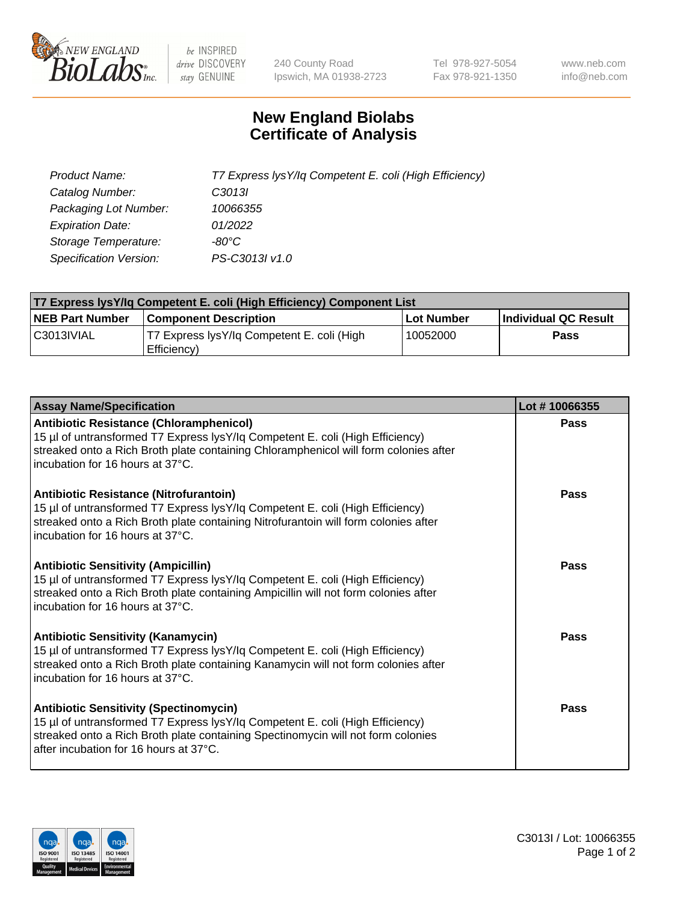240 County Road
Ipswich, MA 01938-2723

Tel 978-927-5054
Fax 978-921-1350

www.neb.com
info@neb.com

# New England Biolabs
# Certificate of Analysis

| | |
|---|---|
| *Product Name:* | *T7 Express lysY/Iq Competent E. coli (High Efficiency)* |
| *Catalog Number:* | *C3013I* |
| *Packaging Lot Number:* | *10066355* |
| *Expiration Date:* | *01/2022* |
| *Storage Temperature:* | *-80°C* |
| *Specification Version:* | *PS-C3013I v1.0* |

| T7 Express lysY/Iq Competent E. coli (High Efficiency) Component List | | | |
|---|---|---|---|
| **NEB Part Number** | **Component Description** | **Lot Number** | **Individual QC Result** |
| C3013IVIAL | T7 Express lysY/Iq Competent E. coli (High Efficiency) | 10052000 | **Pass** |

| Assay Name/Specification | Lot # 10066355 |
|---|---|
| **Antibiotic Resistance (Chloramphenicol)**<br>15 µl of untransformed T7 Express lysY/Iq Competent E. coli (High Efficiency) streaked onto a Rich Broth plate containing Chloramphenicol will form colonies after incubation for 16 hours at 37°C. | **Pass** |
| **Antibiotic Resistance (Nitrofurantoin)**<br>15 µl of untransformed T7 Express lysY/Iq Competent E. coli (High Efficiency) streaked onto a Rich Broth plate containing Nitrofurantoin will form colonies after incubation for 16 hours at 37°C. | **Pass** |
| **Antibiotic Sensitivity (Ampicillin)**<br>15 µl of untransformed T7 Express lysY/Iq Competent E. coli (High Efficiency) streaked onto a Rich Broth plate containing Ampicillin will not form colonies after incubation for 16 hours at 37°C. | **Pass** |
| **Antibiotic Sensitivity (Kanamycin)**<br>15 µl of untransformed T7 Express lysY/Iq Competent E. coli (High Efficiency) streaked onto a Rich Broth plate containing Kanamycin will not form colonies after incubation for 16 hours at 37°C. | **Pass** |
| **Antibiotic Sensitivity (Spectinomycin)**<br>15 µl of untransformed T7 Express lysY/Iq Competent E. coli (High Efficiency) streaked onto a Rich Broth plate containing Spectinomycin will not form colonies after incubation for 16 hours at 37°C. | **Pass** |

C3013I / Lot: 10066355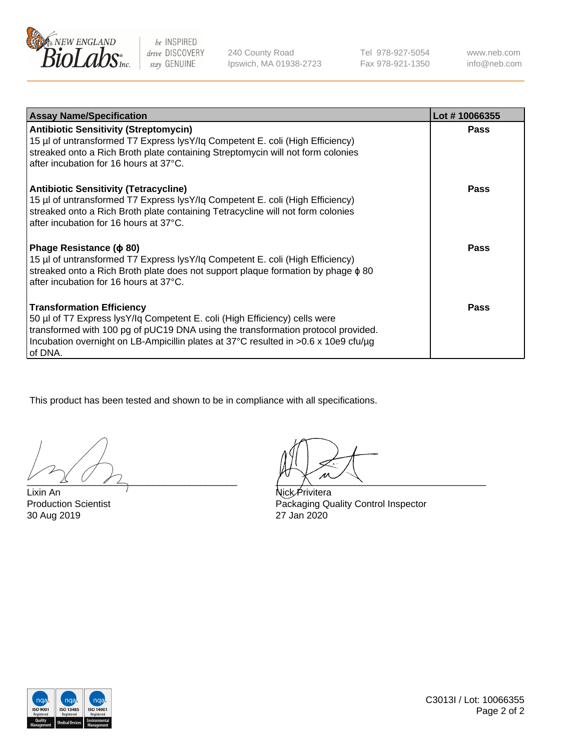NEW ENGLAND BioLabs Inc.

be INSPIRED drive DISCOVERY stay GENUINE

240 County Road
Ipswich, MA 01938-2723

Tel 978-927-5054
Fax 978-921-1350

www.neb.com
info@neb.com

| Assay Name/Specification | Lot # 10066355 |
|---|---|
| **Antibiotic Sensitivity (Streptomycin)**<br>15 µl of untransformed T7 Express lysY/Iq Competent E. coli (High Efficiency) streaked onto a Rich Broth plate containing Streptomycin will not form colonies after incubation for 16 hours at 37°C. | **Pass** |
| **Antibiotic Sensitivity (Tetracycline)**<br>15 µl of untransformed T7 Express lysY/Iq Competent E. coli (High Efficiency) streaked onto a Rich Broth plate containing Tetracycline will not form colonies after incubation for 16 hours at 37°C. | **Pass** |
| **Phage Resistance (ϕ 80)**<br>15 µl of untransformed T7 Express lysY/Iq Competent E. coli (High Efficiency) streaked onto a Rich Broth plate does not support plaque formation by phage ϕ 80 after incubation for 16 hours at 37°C. | **Pass** |
| **Transformation Efficiency**<br>50 µl of T7 Express lysY/Iq Competent E. coli (High Efficiency) cells were transformed with 100 pg of pUC19 DNA using the transformation protocol provided. Incubation overnight on LB-Ampicillin plates at 37°C resulted in >0.6 x 10e9 cfu/µg of DNA. | **Pass** |

This product has been tested and shown to be in compliance with all specifications.

Lixin An
Production Scientist
30 Aug 2019

Nick Privitera
Packaging Quality Control Inspector
27 Jan 2020

C3013I / Lot: 10066355